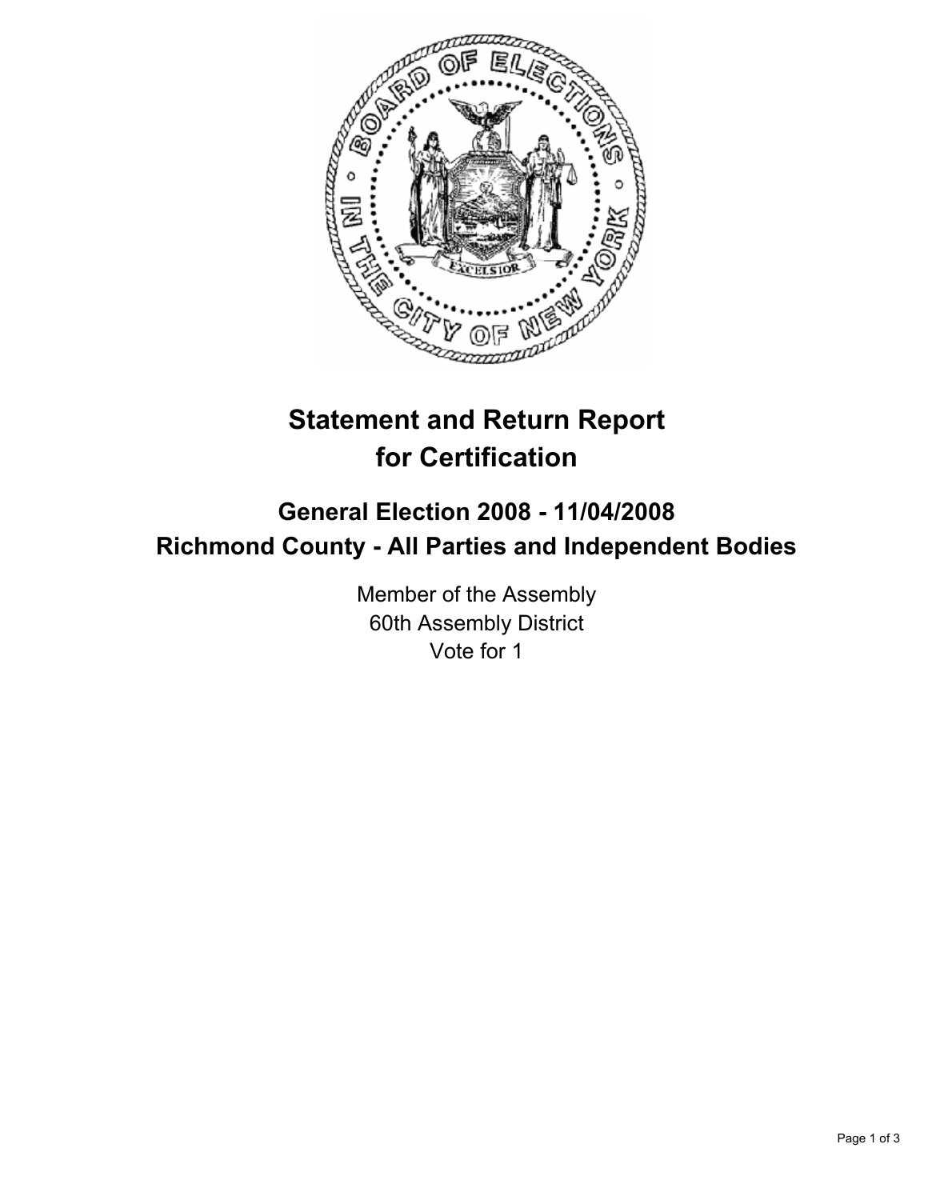# Statement and Return Report for Certification

## General Election 2008 - 11/04/2008
## Richmond County - All Parties and Independent Bodies

Member of the Assembly
60th Assembly District
Vote for 1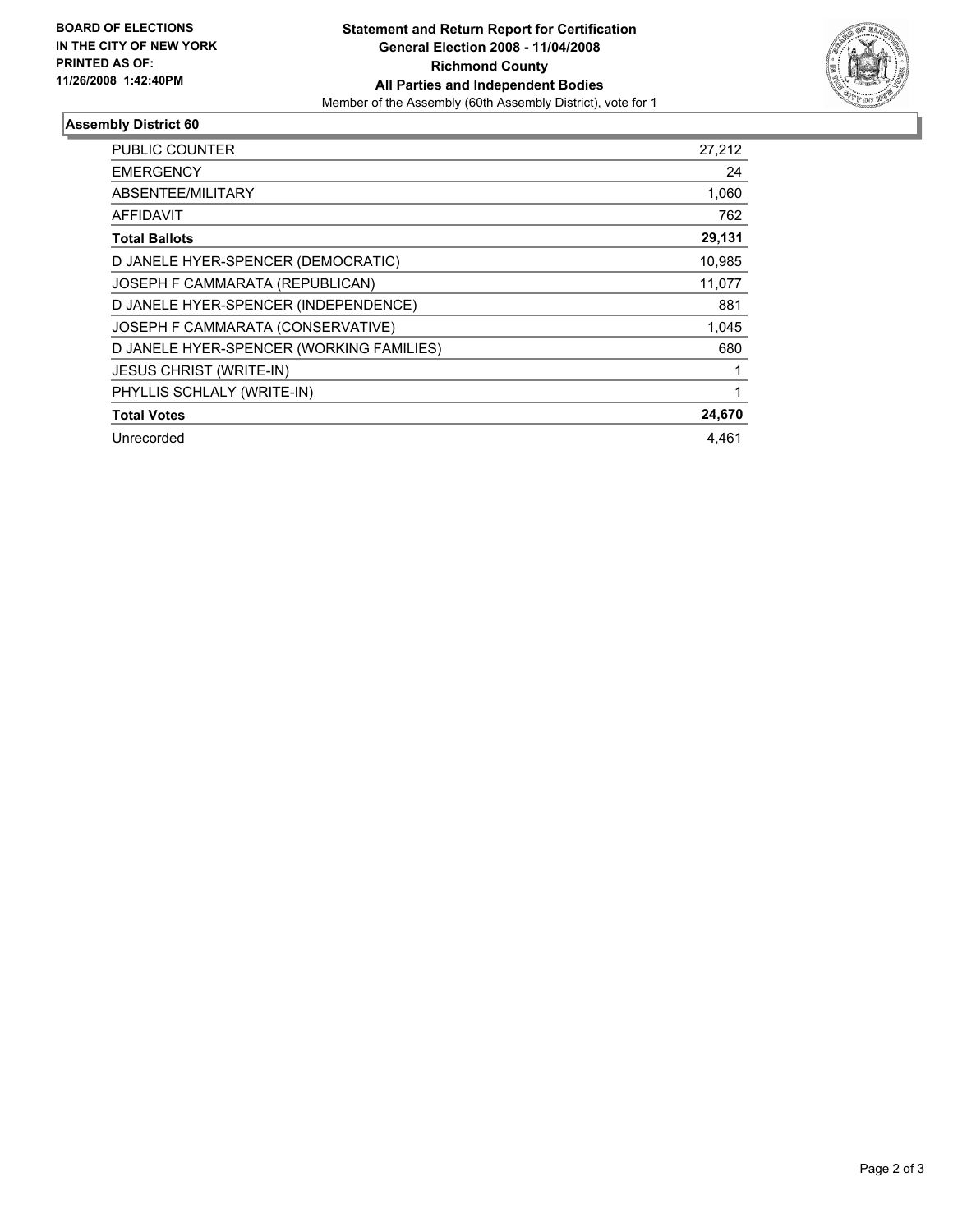**BOARD OF ELECTIONS IN THE CITY OF NEW YORK PRINTED AS OF: 11/26/2008 1:42:40PM**

**Statement and Return Report for Certification**
**General Election 2008 - 11/04/2008**
**Richmond County**
**All Parties and Independent Bodies**
Member of the Assembly (60th Assembly District), vote for 1

### Assembly District 60

| | |
|---|---|
| PUBLIC COUNTER | 27,212 |
| EMERGENCY | 24 |
| ABSENTEE/MILITARY | 1,060 |
| AFFIDAVIT | 762 |
| **Total Ballots** | **29,131** |
| D JANELE HYER-SPENCER (DEMOCRATIC) | 10,985 |
| JOSEPH F CAMMARATA (REPUBLICAN) | 11,077 |
| D JANELE HYER-SPENCER (INDEPENDENCE) | 881 |
| JOSEPH F CAMMARATA (CONSERVATIVE) | 1,045 |
| D JANELE HYER-SPENCER (WORKING FAMILIES) | 680 |
| JESUS CHRIST (WRITE-IN) | 1 |
| PHYLLIS SCHLALY (WRITE-IN) | 1 |
| **Total Votes** | **24,670** |
| Unrecorded | 4,461 |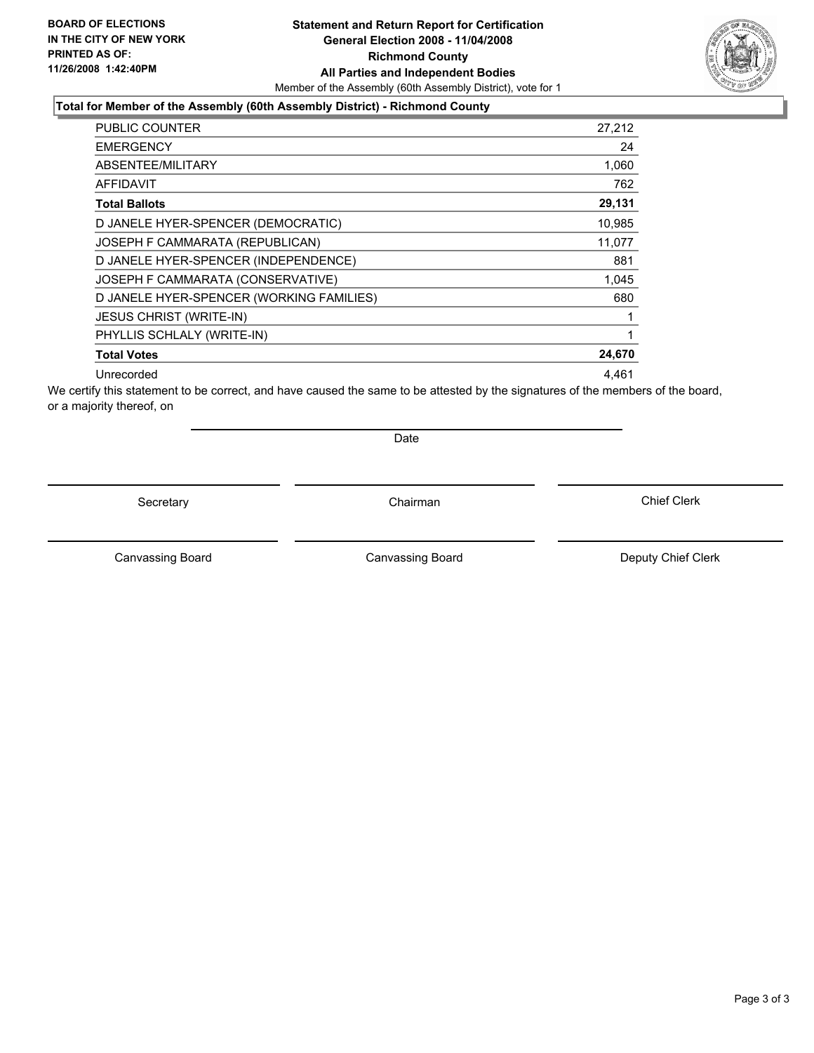**BOARD OF ELECTIONS IN THE CITY OF NEW YORK PRINTED AS OF: 11/26/2008 1:42:40PM**

# Statement and Return Report for Certification
## General Election 2008 - 11/04/2008
## Richmond County
## All Parties and Independent Bodies

Member of the Assembly (60th Assembly District), vote for 1

### Total for Member of the Assembly (60th Assembly District) - Richmond County

| | |
|---|---|
| PUBLIC COUNTER | 27,212 |
| EMERGENCY | 24 |
| ABSENTEE/MILITARY | 1,060 |
| AFFIDAVIT | 762 |
| **Total Ballots** | **29,131** |
| D JANELE HYER-SPENCER (DEMOCRATIC) | 10,985 |
| JOSEPH F CAMMARATA (REPUBLICAN) | 11,077 |
| D JANELE HYER-SPENCER (INDEPENDENCE) | 881 |
| JOSEPH F CAMMARATA (CONSERVATIVE) | 1,045 |
| D JANELE HYER-SPENCER (WORKING FAMILIES) | 680 |
| JESUS CHRIST (WRITE-IN) | 1 |
| PHYLLIS SCHLALY (WRITE-IN) | 1 |
| **Total Votes** | **24,670** |
| Unrecorded | 4,461 |

We certify this statement to be correct, and have caused the same to be attested by the signatures of the members of the board, or a majority thereof, on

Date

Secretary

Chairman

Chief Clerk

Canvassing Board

Canvassing Board

Deputy Chief Clerk